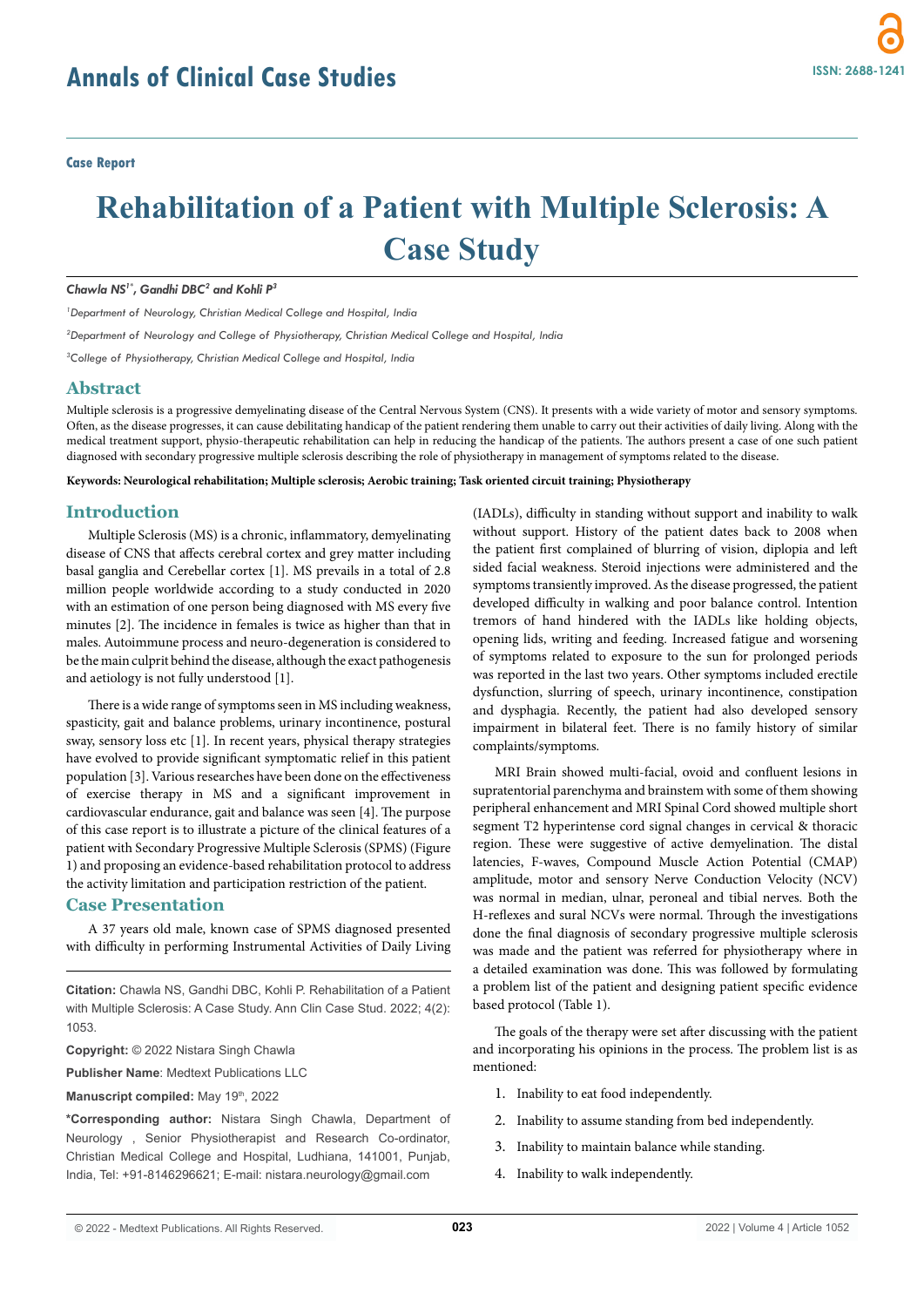Case Report

# Rehabilitation of a Patient with Multiple Sclerosis: A Case Study

*Chawla NS[1*], Gandhi DBC[2] and Kohli P[3]*

[1]*Department of Neurology, Christian Medical College and Hospital, India*

[2]*Department of Neurology and College of Physiotherapy, Christian Medical College and Hospital, India*

[3]*College of Physiotherapy, Christian Medical College and Hospital, India*

## Abstract

Multiple sclerosis is a progressive demyelinating disease of the Central Nervous System (CNS). It presents with a wide variety of motor and sensory symptoms. Often, as the disease progresses, it can cause debilitating handicap of the patient rendering them unable to carry out their activities of daily living. Along with the medical treatment support, physio-therapeutic rehabilitation can help in reducing the handicap of the patients. The authors present a case of one such patient diagnosed with secondary progressive multiple sclerosis describing the role of physiotherapy in management of symptoms related to the disease.

**Keywords: Neurological rehabilitation; Multiple sclerosis; Aerobic training; Task oriented circuit training; Physiotherapy**

## Introduction

Multiple Sclerosis (MS) is a chronic, inflammatory, demyelinating disease of CNS that affects cerebral cortex and grey matter including basal ganglia and Cerebellar cortex [1]. MS prevails in a total of 2.8 million people worldwide according to a study conducted in 2020 with an estimation of one person being diagnosed with MS every five minutes [2]. The incidence in females is twice as higher than that in males. Autoimmune process and neuro-degeneration is considered to be the main culprit behind the disease, although the exact pathogenesis and aetiology is not fully understood [1].

There is a wide range of symptoms seen in MS including weakness, spasticity, gait and balance problems, urinary incontinence, postural sway, sensory loss etc [1]. In recent years, physical therapy strategies have evolved to provide significant symptomatic relief in this patient population [3]. Various researches have been done on the effectiveness of exercise therapy in MS and a significant improvement in cardiovascular endurance, gait and balance was seen [4]. The purpose of this case report is to illustrate a picture of the clinical features of a patient with Secondary Progressive Multiple Sclerosis (SPMS) (Figure 1) and proposing an evidence-based rehabilitation protocol to address the activity limitation and participation restriction of the patient.

## Case Presentation

A 37 years old male, known case of SPMS diagnosed presented with difficulty in performing Instrumental Activities of Daily Living (IADLs), difficulty in standing without support and inability to walk without support. History of the patient dates back to 2008 when the patient first complained of blurring of vision, diplopia and left sided facial weakness. Steroid injections were administered and the symptoms transiently improved. As the disease progressed, the patient developed difficulty in walking and poor balance control. Intention tremors of hand hindered with the IADLs like holding objects, opening lids, writing and feeding. Increased fatigue and worsening of symptoms related to exposure to the sun for prolonged periods was reported in the last two years. Other symptoms included erectile dysfunction, slurring of speech, urinary incontinence, constipation and dysphagia. Recently, the patient had also developed sensory impairment in bilateral feet. There is no family history of similar complaints/symptoms.

MRI Brain showed multi-facial, ovoid and confluent lesions in supratentorial parenchyma and brainstem with some of them showing peripheral enhancement and MRI Spinal Cord showed multiple short segment T2 hyperintense cord signal changes in cervical & thoracic region. These were suggestive of active demyelination. The distal latencies, F-waves, Compound Muscle Action Potential (CMAP) amplitude, motor and sensory Nerve Conduction Velocity (NCV) was normal in median, ulnar, peroneal and tibial nerves. Both the H-reflexes and sural NCVs were normal. Through the investigations done the final diagnosis of secondary progressive multiple sclerosis was made and the patient was referred for physiotherapy where in a detailed examination was done. This was followed by formulating a problem list of the patient and designing patient specific evidence based protocol (Table 1).

The goals of the therapy were set after discussing with the patient and incorporating his opinions in the process. The problem list is as mentioned:

1. Inability to eat food independently.
2. Inability to assume standing from bed independently.
3. Inability to maintain balance while standing.
4. Inability to walk independently.

**Citation:** Chawla NS, Gandhi DBC, Kohli P. Rehabilitation of a Patient with Multiple Sclerosis: A Case Study. Ann Clin Case Stud. 2022; 4(2): 1053.

**Copyright:** © 2022 Nistara Singh Chawla

**Publisher Name**: Medtext Publications LLC

**Manuscript compiled:** May 19th, 2022

***Corresponding author:** Nistara Singh Chawla, Department of Neurology , Senior Physiotherapist and Research Co-ordinator, Christian Medical College and Hospital, Ludhiana, 141001, Punjab, India, Tel: +91-8146296621; E-mail: nistara.neurology@gmail.com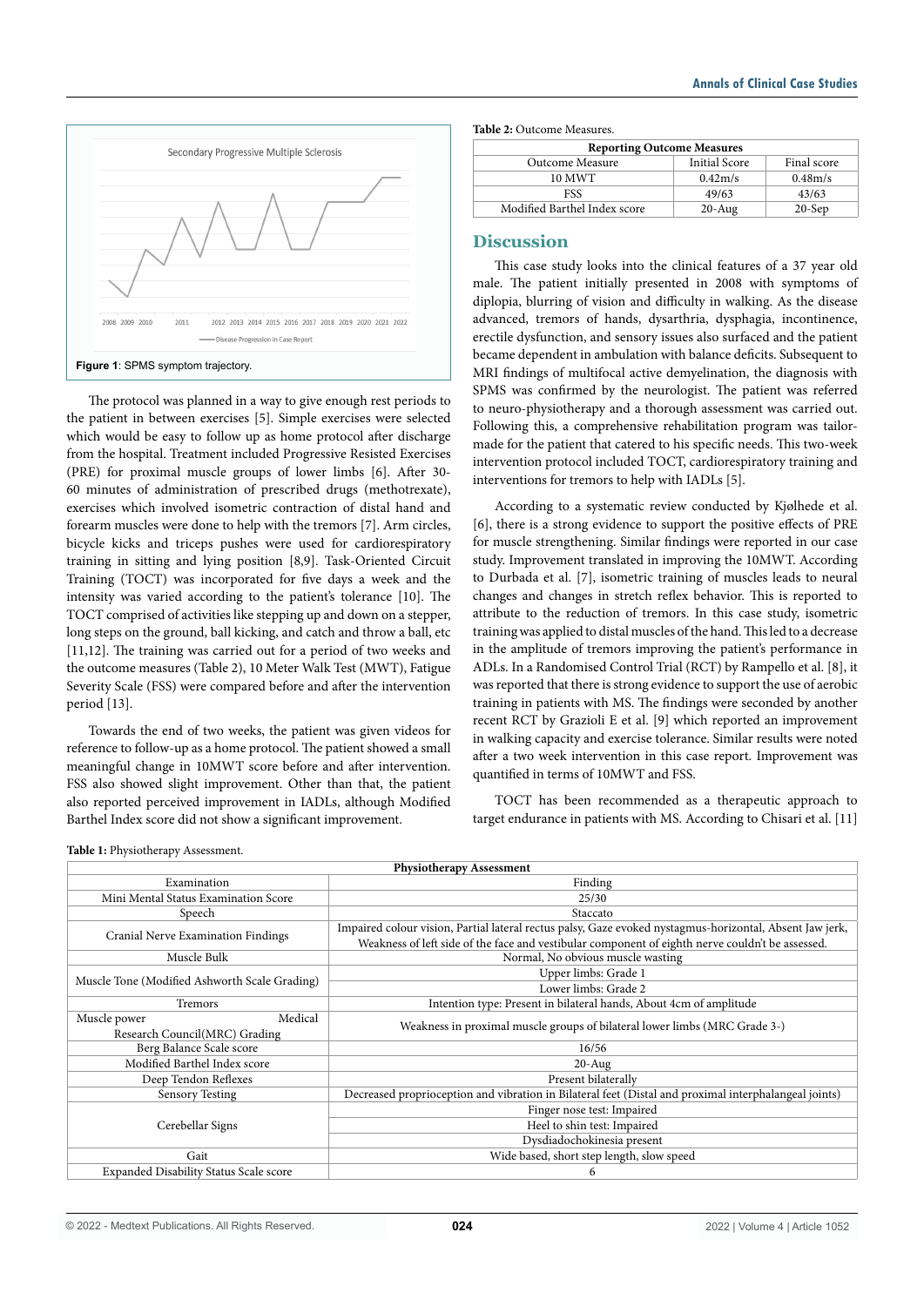Figure 1: SPMS symptom trajectory.

The protocol was planned in a way to give enough rest periods to the patient in between exercises [5]. Simple exercises were selected which would be easy to follow up as home protocol after discharge from the hospital. Treatment included Progressive Resisted Exercises (PRE) for proximal muscle groups of lower limbs [6]. After 30-60 minutes of administration of prescribed drugs (methotrexate), exercises which involved isometric contraction of distal hand and forearm muscles were done to help with the tremors [7]. Arm circles, bicycle kicks and triceps pushes were used for cardiorespiratory training in sitting and lying position [8,9]. Task-Oriented Circuit Training (TOCT) was incorporated for five days a week and the intensity was varied according to the patient's tolerance [10]. The TOCT comprised of activities like stepping up and down on a stepper, long steps on the ground, ball kicking, and catch and throw a ball, etc [11,12]. The training was carried out for a period of two weeks and the outcome measures (Table 2), 10 Meter Walk Test (MWT), Fatigue Severity Scale (FSS) were compared before and after the intervention period [13].

Towards the end of two weeks, the patient was given videos for reference to follow-up as a home protocol. The patient showed a small meaningful change in 10MWT score before and after intervention. FSS also showed slight improvement. Other than that, the patient also reported perceived improvement in IADLs, although Modified Barthel Index score did not show a significant improvement.

**Table 2:** Outcome Measures.

| Reporting Outcome Measures | | |
|---|---|---|
| Outcome Measure | Initial Score | Final score |
| 10 MWT | 0.42m/s | 0.48m/s |
| FSS | 49/63 | 43/63 |
| Modified Barthel Index score | 20-Aug | 20-Sep |

## Discussion

This case study looks into the clinical features of a 37 year old male. The patient initially presented in 2008 with symptoms of diplopia, blurring of vision and difficulty in walking. As the disease advanced, tremors of hands, dysarthria, dysphagia, incontinence, erectile dysfunction, and sensory issues also surfaced and the patient became dependent in ambulation with balance deficits. Subsequent to MRI findings of multifocal active demyelination, the diagnosis with SPMS was confirmed by the neurologist. The patient was referred to neuro-physiotherapy and a thorough assessment was carried out. Following this, a comprehensive rehabilitation program was tailor-made for the patient that catered to his specific needs. This two-week intervention protocol included TOCT, cardiorespiratory training and interventions for tremors to help with IADLs [5].

According to a systematic review conducted by Kjølhede et al. [6], there is a strong evidence to support the positive effects of PRE for muscle strengthening. Similar findings were reported in our case study. Improvement translated in improving the 10MWT. According to Durbada et al. [7], isometric training of muscles leads to neural changes and changes in stretch reflex behavior. This is reported to attribute to the reduction of tremors. In this case study, isometric training was applied to distal muscles of the hand. This led to a decrease in the amplitude of tremors improving the patient's performance in ADLs. In a Randomised Control Trial (RCT) by Rampello et al. [8], it was reported that there is strong evidence to support the use of aerobic training in patients with MS. The findings were seconded by another recent RCT by Grazioli E et al. [9] which reported an improvement in walking capacity and exercise tolerance. Similar results were noted after a two week intervention in this case report. Improvement was quantified in terms of 10MWT and FSS.

TOCT has been recommended as a therapeutic approach to target endurance in patients with MS. According to Chisari et al. [11]

**Table 1:** Physiotherapy Assessment.

| Physiotherapy Assessment | |
|---|---|
| Examination | Finding |
| Mini Mental Status Examination Score | 25/30 |
| Speech | Staccato |
| Cranial Nerve Examination Findings | Impaired colour vision, Partial lateral rectus palsy, Gaze evoked nystagmus-horizontal, Absent Jaw jerk, Weakness of left side of the face and vestibular component of eighth nerve couldn't be assessed. |
| Muscle Bulk | Normal, No obvious muscle wasting |
| Muscle Tone (Modified Ashworth Scale Grading) | Upper limbs: Grade 1 |
| | Lower limbs: Grade 2 |
| Tremors | Intention type: Present in bilateral hands, About 4cm of amplitude |
| Muscle power Medical Research Council(MRC) Grading | Weakness in proximal muscle groups of bilateral lower limbs (MRC Grade 3-) |
| Berg Balance Scale score | 16/56 |
| Modified Barthel Index score | 20-Aug |
| Deep Tendon Reflexes | Present bilaterally |
| Sensory Testing | Decreased proprioception and vibration in Bilateral feet (Distal and proximal interphalangeal joints) |
| Cerebellar Signs | Finger nose test: Impaired |
| | Heel to shin test: Impaired |
| | Dysdiadochokinesia present |
| Gait | Wide based, short step length, slow speed |
| Expanded Disability Status Scale score | 6 |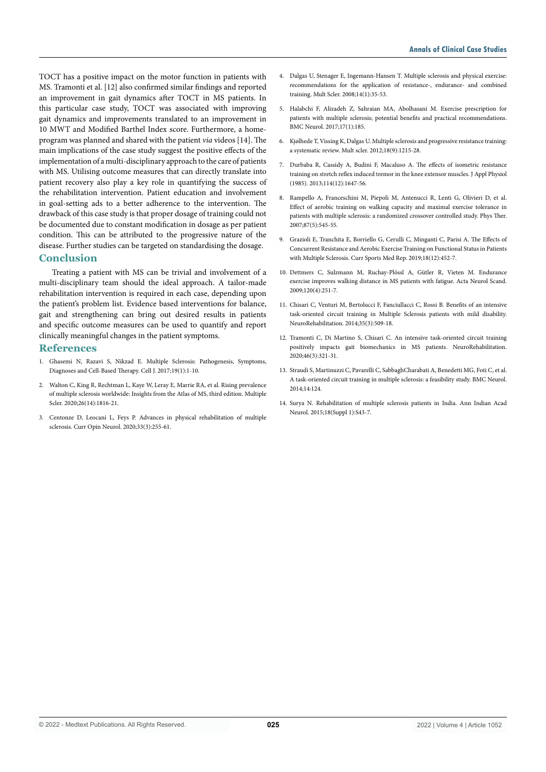TOCT has a positive impact on the motor function in patients with MS. Tramonti et al. [12] also confirmed similar findings and reported an improvement in gait dynamics after TOCT in MS patients. In this particular case study, TOCT was associated with improving gait dynamics and improvements translated to an improvement in 10 MWT and Modified Barthel Index score. Furthermore, a home-program was planned and shared with the patient *via* videos [14]. The main implications of the case study suggest the positive effects of the implementation of a multi-disciplinary approach to the care of patients with MS. Utilising outcome measures that can directly translate into patient recovery also play a key role in quantifying the success of the rehabilitation intervention. Patient education and involvement in goal-setting ads to a better adherence to the intervention. The drawback of this case study is that proper dosage of training could not be documented due to constant modification in dosage as per patient condition. This can be attributed to the progressive nature of the disease. Further studies can be targeted on standardising the dosage.

## Conclusion

Treating a patient with MS can be trivial and involvement of a multi-disciplinary team should the ideal approach. A tailor-made rehabilitation intervention is required in each case, depending upon the patient's problem list. Evidence based interventions for balance, gait and strengthening can bring out desired results in patients and specific outcome measures can be used to quantify and report clinically meaningful changes in the patient symptoms.

## References

1. Ghasemi N, Razavi S, Nikzad E. Multiple Sclerosis: Pathogenesis, Symptoms, Diagnoses and Cell-Based Therapy. Cell J. 2017;19(1):1-10.
2. Walton C, King R, Rechtman L, Kaye W, Leray E, Marrie RA, et al. Rising prevalence of multiple sclerosis worldwide: Insights from the Atlas of MS, third edition. Multiple Scler. 2020;26(14):1816-21.
3. Centonze D, Leocani L, Feys P. Advances in physical rehabilitation of multiple sclerosis. Curr Opin Neurol. 2020;33(3):255-61.
4. Dalgas U, Stenager E, Ingemann-Hansen T. Multiple sclerosis and physical exercise: recommendations for the application of resistance-, endurance- and combined training. Mult Scler. 2008;14(1):35-53.
5. Halabchi F, Alizadeh Z, Sahraian MA, Abolhasani M. Exercise prescription for patients with multiple sclerosis; potential benefits and practical recommendations. BMC Neurol. 2017;17(1):185.
6. Kjølhede T, Vissing K, Dalgas U. Multiple sclerosis and progressive resistance training: a systematic review. Mult scler. 2012;18(9):1215-28.
7. Durbaba R, Cassidy A, Budini F, Macaluso A. The effects of isometric resistance training on stretch reflex induced tremor in the knee extensor muscles. J Appl Physiol (1985). 2013;114(12):1647-56.
8. Rampello A, Franceschini M, Piepoli M, Antenucci R, Lenti G, Olivieri D, et al. Effect of aerobic training on walking capacity and maximal exercise tolerance in patients with multiple sclerosis: a randomized crossover controlled study. Phys Ther. 2007;87(5):545-55.
9. Grazioli E, Tranchita E, Borriello G, Cerulli C, Minganti C, Parisi A. The Effects of Concurrent Resistance and Aerobic Exercise Training on Functional Status in Patients with Multiple Sclerosis. Curr Sports Med Rep. 2019;18(12):452-7.
10. Dettmers C, Sulzmann M, Ruchay-Plössl A, Gütler R, Vieten M. Endurance exercise improves walking distance in MS patients with fatigue. Acta Neurol Scand. 2009;120(4):251-7.
11. Chisari C, Venturi M, Bertolucci F, Fanciullacci C, Rossi B. Benefits of an intensive task-oriented circuit training in Multiple Sclerosis patients with mild disability. NeuroRehabilitation. 2014;35(3):509-18.
12. Tramonti C, Di Martino S, Chisari C. An intensive task-oriented circuit training positively impacts gait biomechanics in MS patients. NeuroRehabilitation. 2020;46(3):321-31.
13. Straudi S, Martinuzzi C, Pavarelli C, SabbaghCharabati A, Benedetti MG, Foti C, et al. A task-oriented circuit training in multiple sclerosis: a feasibility study. BMC Neurol. 2014;14:124.
14. Surya N. Rehabilitation of multiple sclerosis patients in India. Ann Indian Acad Neurol. 2015;18(Suppl 1):S43-7.